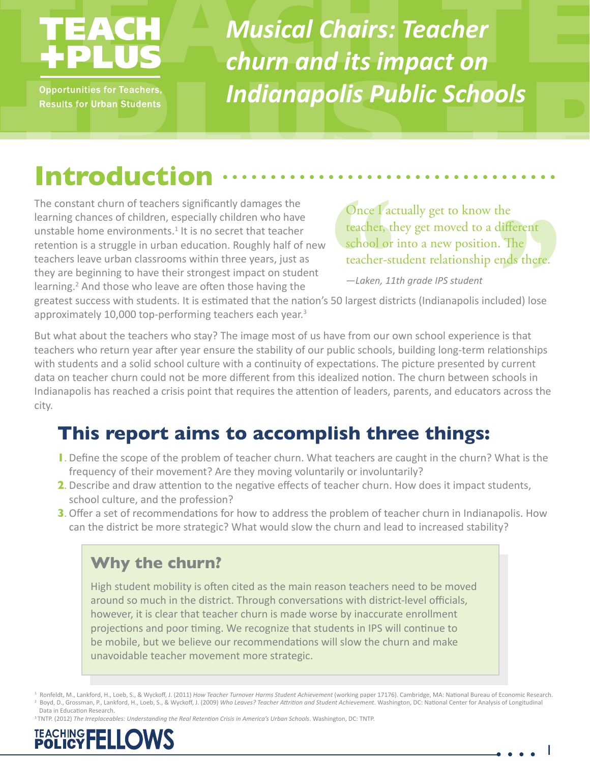TEACH +PLUS

Opportunities for Teachers, Results for Urban Students

# Musical Chairs: Teacher churn and its impact on Indianapolis Public Schools

## Introduction

The constant churn of teachers significantly damages the learning chances of children, especially children who have unstable home environments.[1] It is no secret that teacher retention is a struggle in urban education. Roughly half of new teachers leave urban classrooms within three years, just as they are beginning to have their strongest impact on student learning.[2] And those who leave are often those having the greatest success with students. It is estimated that the nation's 50 largest districts (Indianapolis included) lose approximately 10,000 top-performing teachers each year.[3]

> "Once I actually get to know the teacher, they get moved to a different school or into a new position. The teacher-student relationship ends there."
>
> *—Laken, 11th grade IPS student*

But what about the teachers who stay? The image most of us have from our own school experience is that teachers who return year after year ensure the stability of our public schools, building long-term relationships with students and a solid school culture with a continuity of expectations. The picture presented by current data on teacher churn could not be more different from this idealized notion. The churn between schools in Indianapolis has reached a crisis point that requires the attention of leaders, parents, and educators across the city.

## This report aims to accomplish three things:

1. Define the scope of the problem of teacher churn. What teachers are caught in the churn? What is the frequency of their movement? Are they moving voluntarily or involuntarily?
2. Describe and draw attention to the negative effects of teacher churn. How does it impact students, school culture, and the profession?
3. Offer a set of recommendations for how to address the problem of teacher churn in Indianapolis. How can the district be more strategic? What would slow the churn and lead to increased stability?

### Why the churn?

High student mobility is often cited as the main reason teachers need to be moved around so much in the district. Through conversations with district-level officials, however, it is clear that teacher churn is made worse by inaccurate enrollment projections and poor timing. We recognize that students in IPS will continue to be mobile, but we believe our recommendations will slow the churn and make unavoidable teacher movement more strategic.

[1] Ronfeldt, M., Lankford, H., Loeb, S., & Wyckoff, J. (2011) *How Teacher Turnover Harms Student Achievement* (working paper 17176). Cambridge, MA: National Bureau of Economic Research.

[2] Boyd, D., Grossman, P., Lankford, H., Loeb, S., & Wyckoff, J. (2009) *Who Leaves? Teacher Attrition and Student Achievement*. Washington, DC: National Center for Analysis of Longitudinal Data in Education Research.

[3] TNTP. (2012) *The Irreplaceables: Understanding the Real Retention Crisis in America's Urban Schools*. Washington, DC: TNTP.

TEACHING POLICY FELLOWS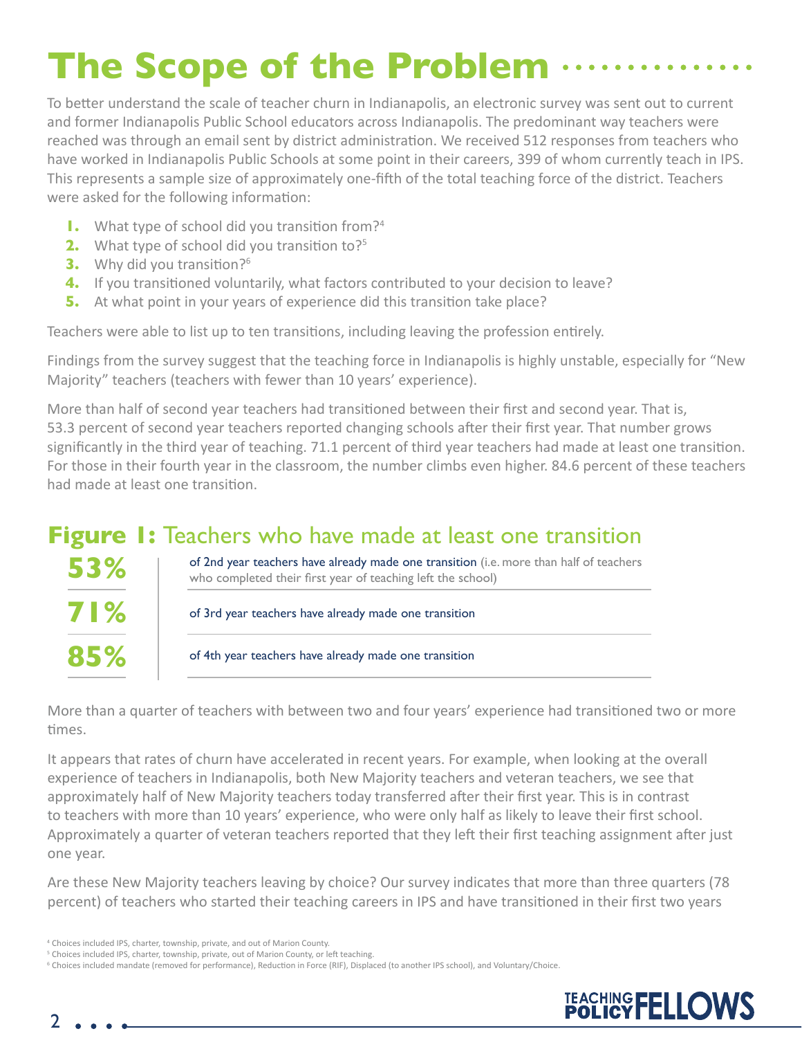# The Scope of the Problem

To better understand the scale of teacher churn in Indianapolis, an electronic survey was sent out to current and former Indianapolis Public School educators across Indianapolis. The predominant way teachers were reached was through an email sent by district administration. We received 512 responses from teachers who have worked in Indianapolis Public Schools at some point in their careers, 399 of whom currently teach in IPS. This represents a sample size of approximately one-fifth of the total teaching force of the district. Teachers were asked for the following information:

1. What type of school did you transition from?[4]
2. What type of school did you transition to?[5]
3. Why did you transition?[6]
4. If you transitioned voluntarily, what factors contributed to your decision to leave?
5. At what point in your years of experience did this transition take place?

Teachers were able to list up to ten transitions, including leaving the profession entirely.

Findings from the survey suggest that the teaching force in Indianapolis is highly unstable, especially for "New Majority" teachers (teachers with fewer than 10 years' experience).

More than half of second year teachers had transitioned between their first and second year. That is, 53.3 percent of second year teachers reported changing schools after their first year. That number grows significantly in the third year of teaching. 71.1 percent of third year teachers had made at least one transition. For those in their fourth year in the classroom, the number climbs even higher. 84.6 percent of these teachers had made at least one transition.

## Figure 1: Teachers who have made at least one transition

| | |
|---|---|
| **53%** | of 2nd year teachers have already made one transition (i.e. more than half of teachers who completed their first year of teaching left the school) |
| **71%** | of 3rd year teachers have already made one transition |
| **85%** | of 4th year teachers have already made one transition |

More than a quarter of teachers with between two and four years' experience had transitioned two or more times.

It appears that rates of churn have accelerated in recent years. For example, when looking at the overall experience of teachers in Indianapolis, both New Majority teachers and veteran teachers, we see that approximately half of New Majority teachers today transferred after their first year. This is in contrast to teachers with more than 10 years' experience, who were only half as likely to leave their first school. Approximately a quarter of veteran teachers reported that they left their first teaching assignment after just one year.

Are these New Majority teachers leaving by choice? Our survey indicates that more than three quarters (78 percent) of teachers who started their teaching careers in IPS and have transitioned in their first two years

[4] Choices included IPS, charter, township, private, and out of Marion County.

[5] Choices included IPS, charter, township, private, out of Marion County, or left teaching.

[6] Choices included mandate (removed for performance), Reduction in Force (RIF), Displaced (to another IPS school), and Voluntary/Choice.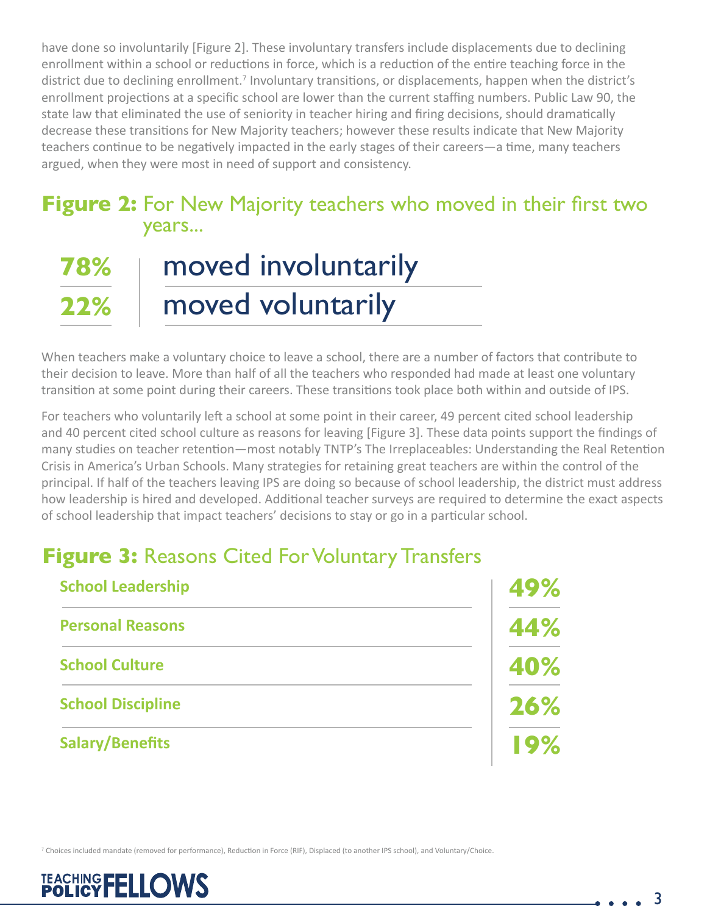have done so involuntarily [Figure 2]. These involuntary transfers include displacements due to declining enrollment within a school or reductions in force, which is a reduction of the entire teaching force in the district due to declining enrollment.[7] Involuntary transitions, or displacements, happen when the district's enrollment projections at a specific school are lower than the current staffing numbers. Public Law 90, the state law that eliminated the use of seniority in teacher hiring and firing decisions, should dramatically decrease these transitions for New Majority teachers; however these results indicate that New Majority teachers continue to be negatively impacted in the early stages of their careers—a time, many teachers argued, when they were most in need of support and consistency.

## **Figure 2:** For New Majority teachers who moved in their first two years...

| | |
|---|---|
| **78%** | moved involuntarily |
| **22%** | moved voluntarily |

When teachers make a voluntary choice to leave a school, there are a number of factors that contribute to their decision to leave. More than half of all the teachers who responded had made at least one voluntary transition at some point during their careers. These transitions took place both within and outside of IPS.

For teachers who voluntarily left a school at some point in their career, 49 percent cited school leadership and 40 percent cited school culture as reasons for leaving [Figure 3]. These data points support the findings of many studies on teacher retention—most notably TNTP's The Irreplaceables: Understanding the Real Retention Crisis in America's Urban Schools. Many strategies for retaining great teachers are within the control of the principal. If half of the teachers leaving IPS are doing so because of school leadership, the district must address how leadership is hired and developed. Additional teacher surveys are required to determine the exact aspects of school leadership that impact teachers' decisions to stay or go in a particular school.

## **Figure 3:** Reasons Cited For Voluntary Transfers

| Reason | Percent |
|---|---|
| **School Leadership** | **49%** |
| **Personal Reasons** | **44%** |
| **School Culture** | **40%** |
| **School Discipline** | **26%** |
| **Salary/Benefits** | **19%** |

[7] Choices included mandate (removed for performance), Reduction in Force (RIF), Displaced (to another IPS school), and Voluntary/Choice.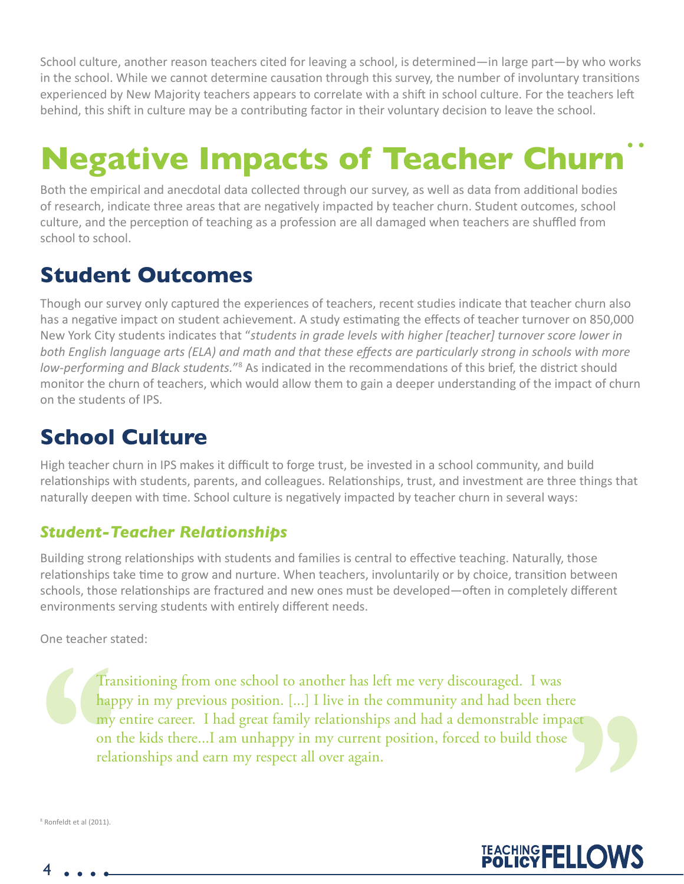School culture, another reason teachers cited for leaving a school, is determined—in large part—by who works in the school. While we cannot determine causation through this survey, the number of involuntary transitions experienced by New Majority teachers appears to correlate with a shift in school culture. For the teachers left behind, this shift in culture may be a contributing factor in their voluntary decision to leave the school.

# Negative Impacts of Teacher Churn

Both the empirical and anecdotal data collected through our survey, as well as data from additional bodies of research, indicate three areas that are negatively impacted by teacher churn. Student outcomes, school culture, and the perception of teaching as a profession are all damaged when teachers are shuffled from school to school.

## Student Outcomes

Though our survey only captured the experiences of teachers, recent studies indicate that teacher churn also has a negative impact on student achievement. A study estimating the effects of teacher turnover on 850,000 New York City students indicates that "*students in grade levels with higher [teacher] turnover score lower in both English language arts (ELA) and math and that these effects are particularly strong in schools with more low-performing and Black students.*"[8] As indicated in the recommendations of this brief, the district should monitor the churn of teachers, which would allow them to gain a deeper understanding of the impact of churn on the students of IPS.

## School Culture

High teacher churn in IPS makes it difficult to forge trust, be invested in a school community, and build relationships with students, parents, and colleagues. Relationships, trust, and investment are three things that naturally deepen with time. School culture is negatively impacted by teacher churn in several ways:

### *Student-Teacher Relationships*

Building strong relationships with students and families is central to effective teaching. Naturally, those relationships take time to grow and nurture. When teachers, involuntarily or by choice, transition between schools, those relationships are fractured and new ones must be developed—often in completely different environments serving students with entirely different needs.

One teacher stated:

> Transitioning from one school to another has left me very discouraged. I was happy in my previous position. [...] I live in the community and had been there my entire career. I had great family relationships and had a demonstrable impact on the kids there...I am unhappy in my current position, forced to build those relationships and earn my respect all over again.

[8] Ronfeldt et al (2011).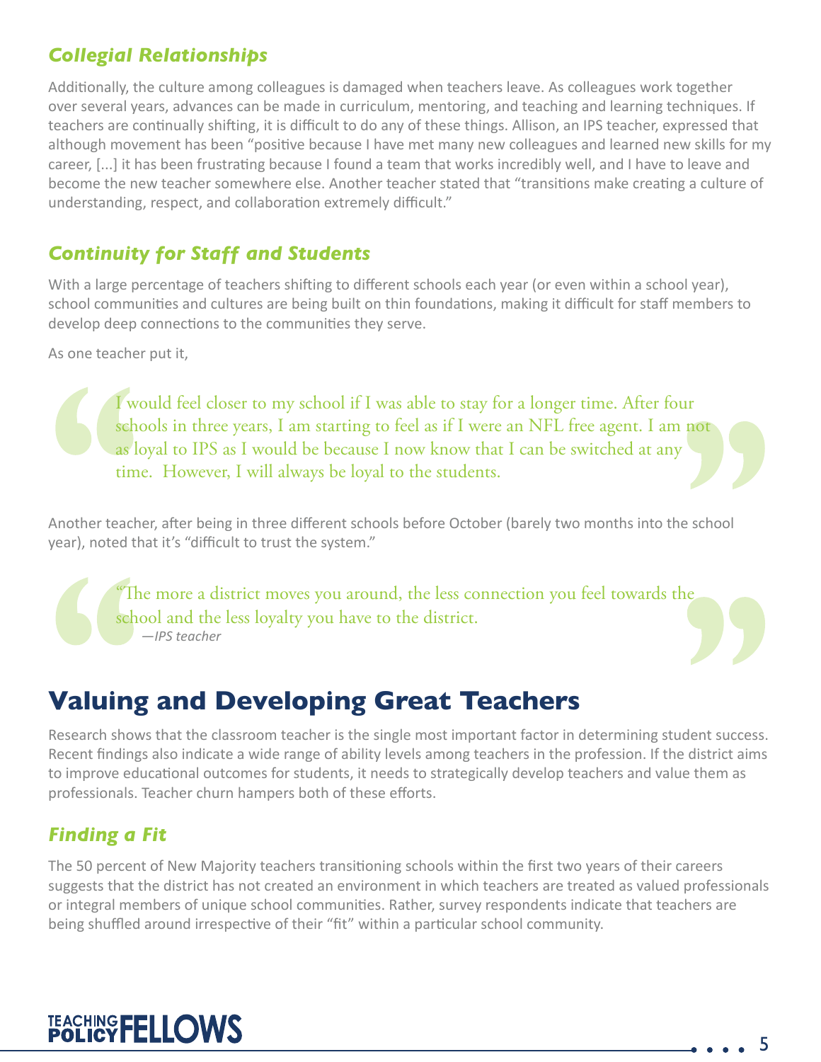### *Collegial Relationships*

Additionally, the culture among colleagues is damaged when teachers leave. As colleagues work together over several years, advances can be made in curriculum, mentoring, and teaching and learning techniques. If teachers are continually shifting, it is difficult to do any of these things. Allison, an IPS teacher, expressed that although movement has been "positive because I have met many new colleagues and learned new skills for my career, [...] it has been frustrating because I found a team that works incredibly well, and I have to leave and become the new teacher somewhere else. Another teacher stated that "transitions make creating a culture of understanding, respect, and collaboration extremely difficult."

### *Continuity for Staff and Students*

With a large percentage of teachers shifting to different schools each year (or even within a school year), school communities and cultures are being built on thin foundations, making it difficult for staff members to develop deep connections to the communities they serve.

As one teacher put it,

> I would feel closer to my school if I was able to stay for a longer time. After four schools in three years, I am starting to feel as if I were an NFL free agent. I am not as loyal to IPS as I would be because I now know that I can be switched at any time. However, I will always be loyal to the students.

Another teacher, after being in three different schools before October (barely two months into the school year), noted that it's "difficult to trust the system."

> "The more a district moves you around, the less connection you feel towards the school and the less loyalty you have to the district.
> *—IPS teacher*

# Valuing and Developing Great Teachers

Research shows that the classroom teacher is the single most important factor in determining student success. Recent findings also indicate a wide range of ability levels among teachers in the profession. If the district aims to improve educational outcomes for students, it needs to strategically develop teachers and value them as professionals. Teacher churn hampers both of these efforts.

### *Finding a Fit*

The 50 percent of New Majority teachers transitioning schools within the first two years of their careers suggests that the district has not created an environment in which teachers are treated as valued professionals or integral members of unique school communities. Rather, survey respondents indicate that teachers are being shuffled around irrespective of their "fit" within a particular school community.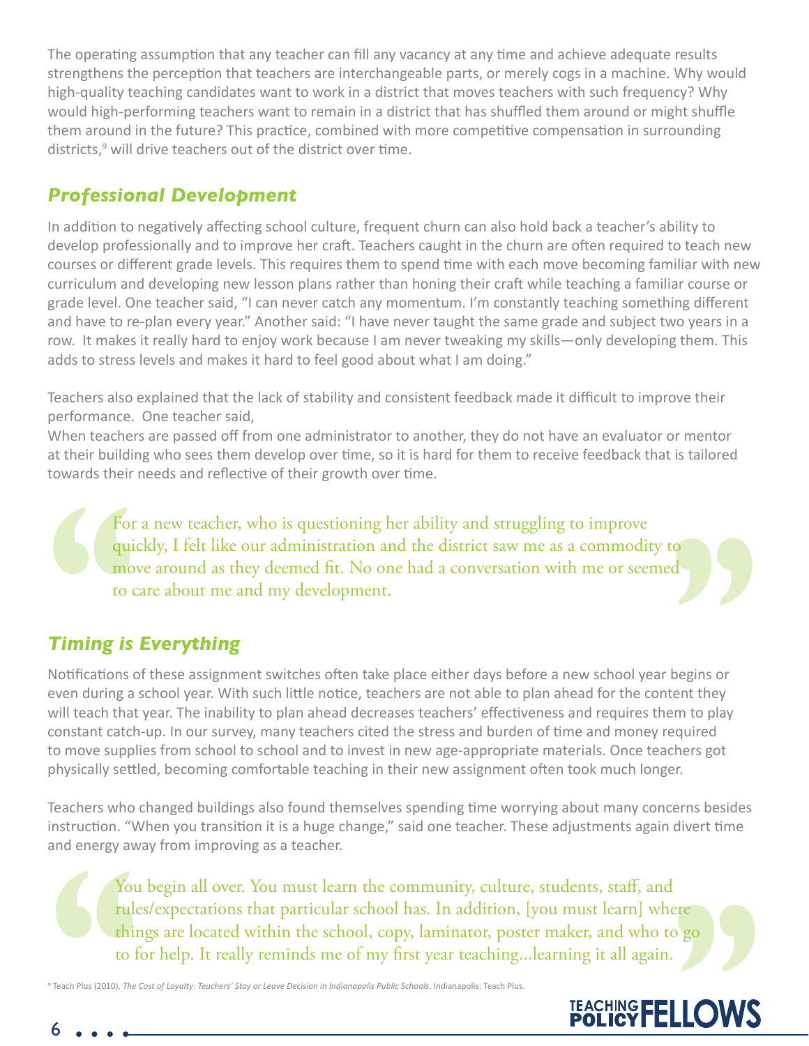The operating assumption that any teacher can fill any vacancy at any time and achieve adequate results strengthens the perception that teachers are interchangeable parts, or merely cogs in a machine. Why would high-quality teaching candidates want to work in a district that moves teachers with such frequency? Why would high-performing teachers want to remain in a district that has shuffled them around or might shuffle them around in the future? This practice, combined with more competitive compensation in surrounding districts,[9] will drive teachers out of the district over time.

## *Professional Development*

In addition to negatively affecting school culture, frequent churn can also hold back a teacher's ability to develop professionally and to improve her craft. Teachers caught in the churn are often required to teach new courses or different grade levels. This requires them to spend time with each move becoming familiar with new curriculum and developing new lesson plans rather than honing their craft while teaching a familiar course or grade level. One teacher said, "I can never catch any momentum. I'm constantly teaching something different and have to re-plan every year." Another said: "I have never taught the same grade and subject two years in a row. It makes it really hard to enjoy work because I am never tweaking my skills—only developing them. This adds to stress levels and makes it hard to feel good about what I am doing."

Teachers also explained that the lack of stability and consistent feedback made it difficult to improve their performance. One teacher said,

When teachers are passed off from one administrator to another, they do not have an evaluator or mentor at their building who sees them develop over time, so it is hard for them to receive feedback that is tailored towards their needs and reflective of their growth over time.

> For a new teacher, who is questioning her ability and struggling to improve quickly, I felt like our administration and the district saw me as a commodity to move around as they deemed fit. No one had a conversation with me or seemed to care about me and my development.

## *Timing is Everything*

Notifications of these assignment switches often take place either days before a new school year begins or even during a school year. With such little notice, teachers are not able to plan ahead for the content they will teach that year. The inability to plan ahead decreases teachers' effectiveness and requires them to play constant catch-up. In our survey, many teachers cited the stress and burden of time and money required to move supplies from school to school and to invest in new age-appropriate materials. Once teachers got physically settled, becoming comfortable teaching in their new assignment often took much longer.

Teachers who changed buildings also found themselves spending time worrying about many concerns besides instruction. "When you transition it is a huge change," said one teacher. These adjustments again divert time and energy away from improving as a teacher.

> You begin all over. You must learn the community, culture, students, staff, and rules/expectations that particular school has. In addition, [you must learn] where things are located within the school, copy, laminator, poster maker, and who to go to for help. It really reminds me of my first year teaching...learning it all again.

[9] Teach Plus (2010). *The Cost of Loyalty: Teachers' Stay or Leave Decision in Indianapolis Public Schools*. Indianapolis: Teach Plus.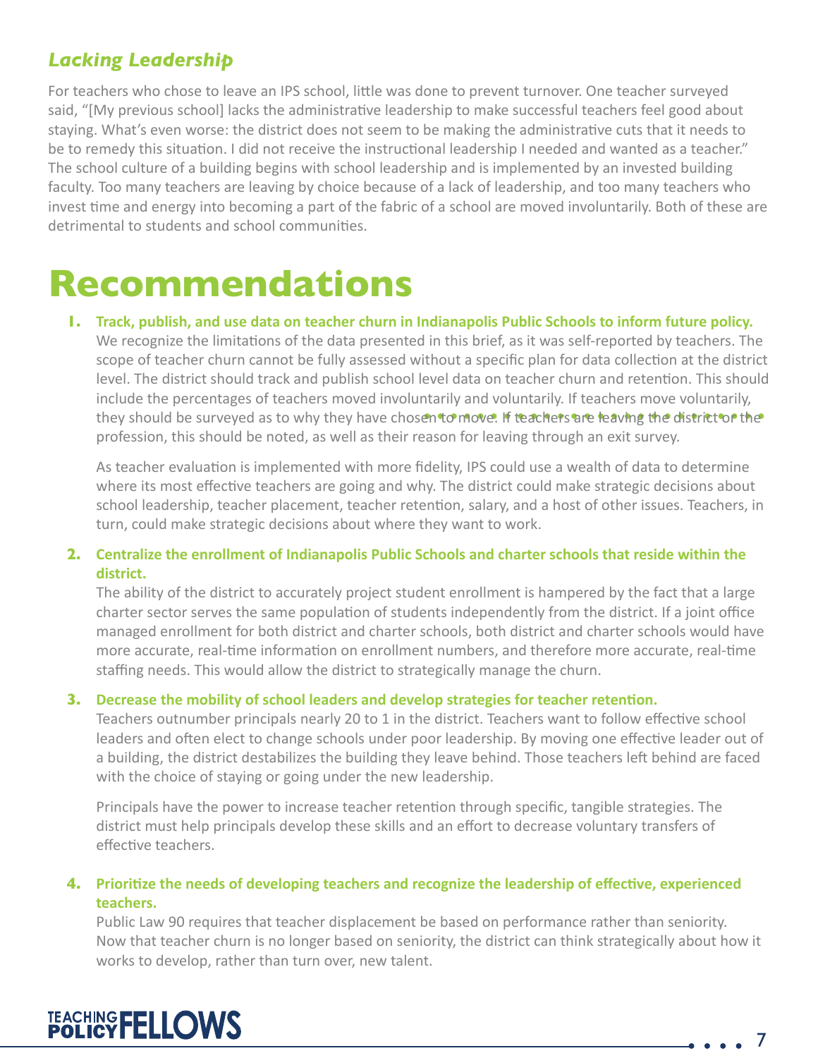### *Lacking Leadership*

For teachers who chose to leave an IPS school, little was done to prevent turnover. One teacher surveyed said, "[My previous school] lacks the administrative leadership to make successful teachers feel good about staying. What's even worse: the district does not seem to be making the administrative cuts that it needs to be to remedy this situation. I did not receive the instructional leadership I needed and wanted as a teacher." The school culture of a building begins with school leadership and is implemented by an invested building faculty. Too many teachers are leaving by choice because of a lack of leadership, and too many teachers who invest time and energy into becoming a part of the fabric of a school are moved involuntarily. Both of these are detrimental to students and school communities.

# Recommendations

1. **Track, publish, and use data on teacher churn in Indianapolis Public Schools to inform future policy.**
   We recognize the limitations of the data presented in this brief, as it was self-reported by teachers. The scope of teacher churn cannot be fully assessed without a specific plan for data collection at the district level. The district should track and publish school level data on teacher churn and retention. This should include the percentages of teachers moved involuntarily and voluntarily. If teachers move voluntarily, they should be surveyed as to why they have chosen to move. If teachers are leaving the district or the profession, this should be noted, as well as their reason for leaving through an exit survey.

   As teacher evaluation is implemented with more fidelity, IPS could use a wealth of data to determine where its most effective teachers are going and why. The district could make strategic decisions about school leadership, teacher placement, teacher retention, salary, and a host of other issues. Teachers, in turn, could make strategic decisions about where they want to work.

2. **Centralize the enrollment of Indianapolis Public Schools and charter schools that reside within the district.**
   The ability of the district to accurately project student enrollment is hampered by the fact that a large charter sector serves the same population of students independently from the district. If a joint office managed enrollment for both district and charter schools, both district and charter schools would have more accurate, real-time information on enrollment numbers, and therefore more accurate, real-time staffing needs. This would allow the district to strategically manage the churn.

3. **Decrease the mobility of school leaders and develop strategies for teacher retention.**
   Teachers outnumber principals nearly 20 to 1 in the district. Teachers want to follow effective school leaders and often elect to change schools under poor leadership. By moving one effective leader out of a building, the district destabilizes the building they leave behind. Those teachers left behind are faced with the choice of staying or going under the new leadership.

   Principals have the power to increase teacher retention through specific, tangible strategies. The district must help principals develop these skills and an effort to decrease voluntary transfers of effective teachers.

4. **Prioritize the needs of developing teachers and recognize the leadership of effective, experienced teachers.**
   Public Law 90 requires that teacher displacement be based on performance rather than seniority. Now that teacher churn is no longer based on seniority, the district can think strategically about how it works to develop, rather than turn over, new talent.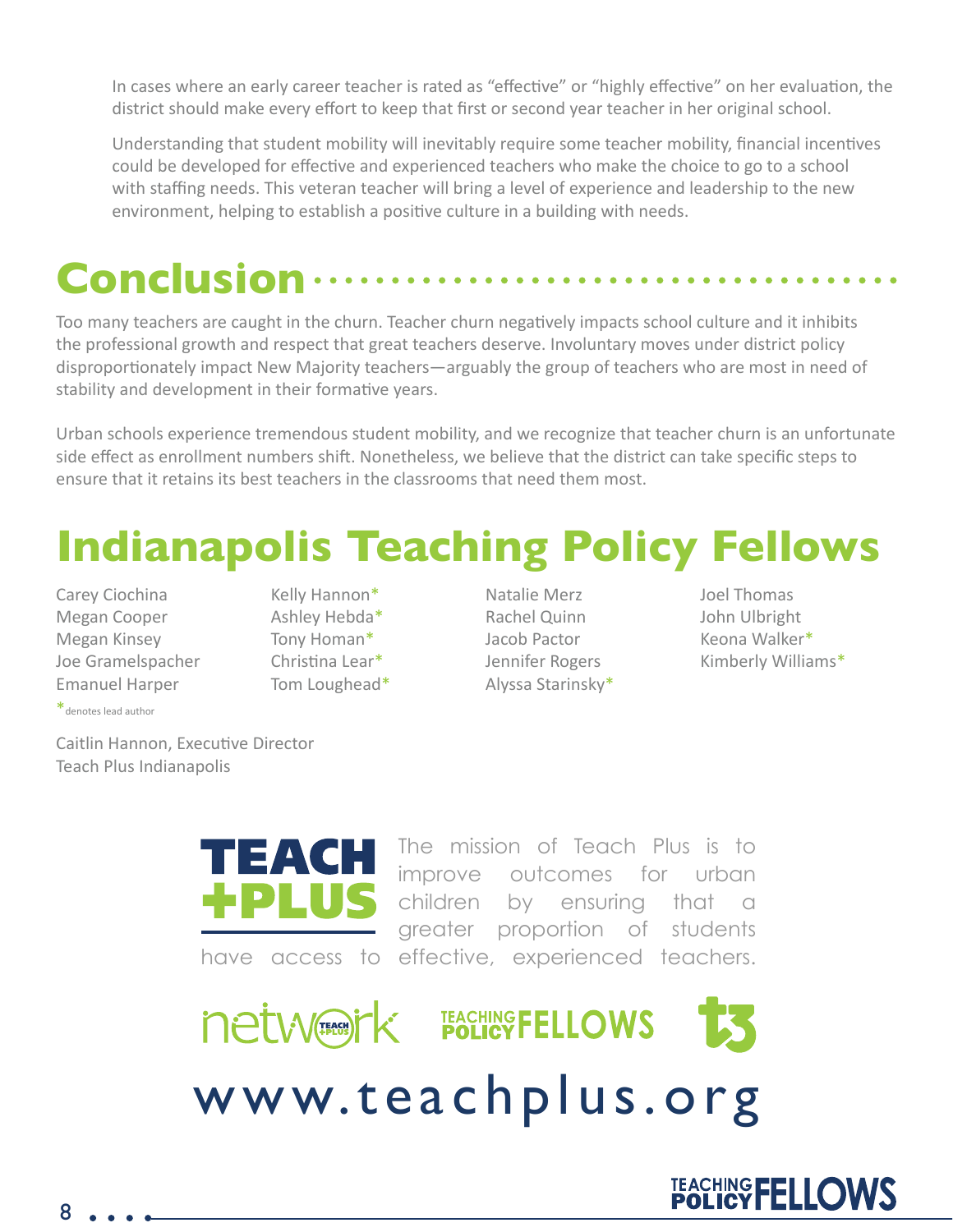In cases where an early career teacher is rated as "effective" or "highly effective" on her evaluation, the district should make every effort to keep that first or second year teacher in her original school.

Understanding that student mobility will inevitably require some teacher mobility, financial incentives could be developed for effective and experienced teachers who make the choice to go to a school with staffing needs. This veteran teacher will bring a level of experience and leadership to the new environment, helping to establish a positive culture in a building with needs.

# Conclusion

Too many teachers are caught in the churn. Teacher churn negatively impacts school culture and it inhibits the professional growth and respect that great teachers deserve. Involuntary moves under district policy disproportionately impact New Majority teachers—arguably the group of teachers who are most in need of stability and development in their formative years.

Urban schools experience tremendous student mobility, and we recognize that teacher churn is an unfortunate side effect as enrollment numbers shift. Nonetheless, we believe that the district can take specific steps to ensure that it retains its best teachers in the classrooms that need them most.

# Indianapolis Teaching Policy Fellows

Carey Ciochina
Megan Cooper
Megan Kinsey
Joe Gramelspacher
Emanuel Harper
Kelly Hannon*
Ashley Hebda*
Tony Homan*
Christina Lear*
Tom Loughead*
Natalie Merz
Rachel Quinn
Jacob Pactor
Jennifer Rogers
Alyssa Starinsky*
Joel Thomas
John Ulbright
Keona Walker*
Kimberly Williams*

*denotes lead author

Caitlin Hannon, Executive Director
Teach Plus Indianapolis

TEACH +PLUS

The mission of Teach Plus is to improve outcomes for urban children by ensuring that a greater proportion of students have access to effective, experienced teachers.

network TEACHING POLICY FELLOWS t3

www.teachplus.org